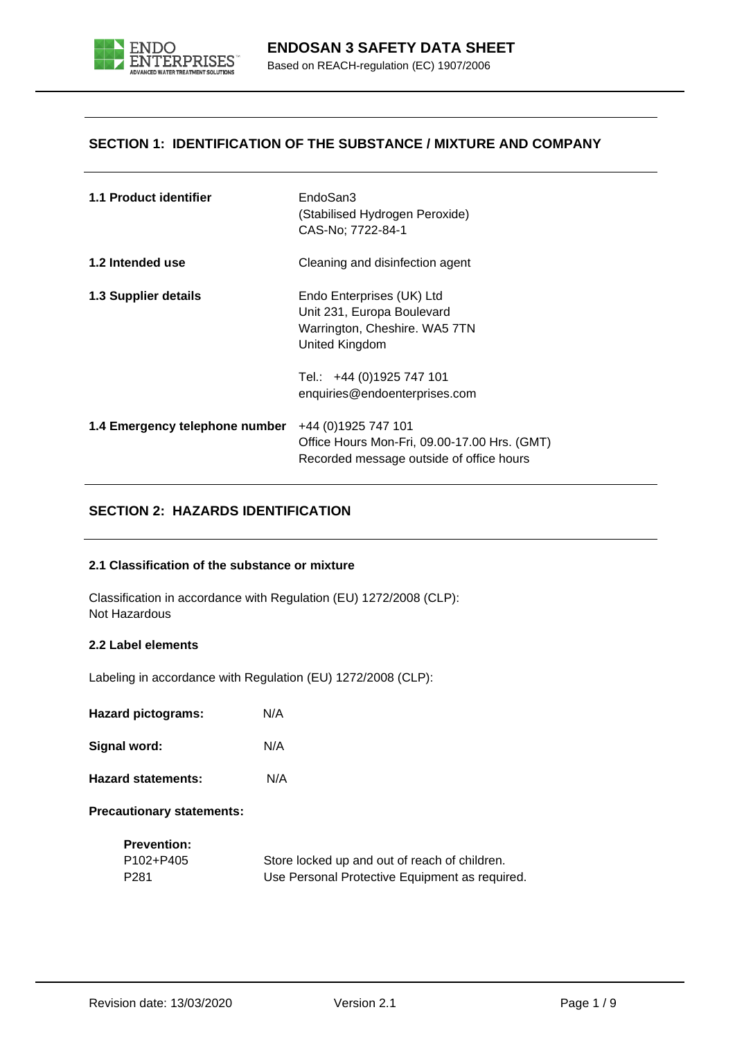# ENDOSAN 3 SAFETY DATA SHEET

Based on REACH-regulation (EC) 1907/2006

## SECTION 1: IDENTIFICATION OF THE SUBSTANCE / MIXTURE AND COMPANY

| | |
|---|---|
| **1.1 Product identifier** | EndoSan3<br>(Stabilised Hydrogen Peroxide)<br>CAS-No; 7722-84-1 |
| **1.2 Intended use** | Cleaning and disinfection agent |
| **1.3 Supplier details** | Endo Enterprises (UK) Ltd<br>Unit 231, Europa Boulevard<br>Warrington, Cheshire. WA5 7TN<br>United Kingdom<br><br>Tel.: +44 (0)1925 747 101<br>enquiries@endoenterprises.com |
| **1.4 Emergency telephone number** | +44 (0)1925 747 101<br>Office Hours Mon-Fri, 09.00-17.00 Hrs. (GMT)<br>Recorded message outside of office hours |

## SECTION 2: HAZARDS IDENTIFICATION

### 2.1 Classification of the substance or mixture

Classification in accordance with Regulation (EU) 1272/2008 (CLP):
Not Hazardous

### 2.2 Label elements

Labeling in accordance with Regulation (EU) 1272/2008 (CLP):

**Hazard pictograms:** N/A

**Signal word:** N/A

**Hazard statements:** N/A

**Precautionary statements:**

**Prevention:**

| | |
|---|---|
| P102+P405 | Store locked up and out of reach of children. |
| P281 | Use Personal Protective Equipment as required. |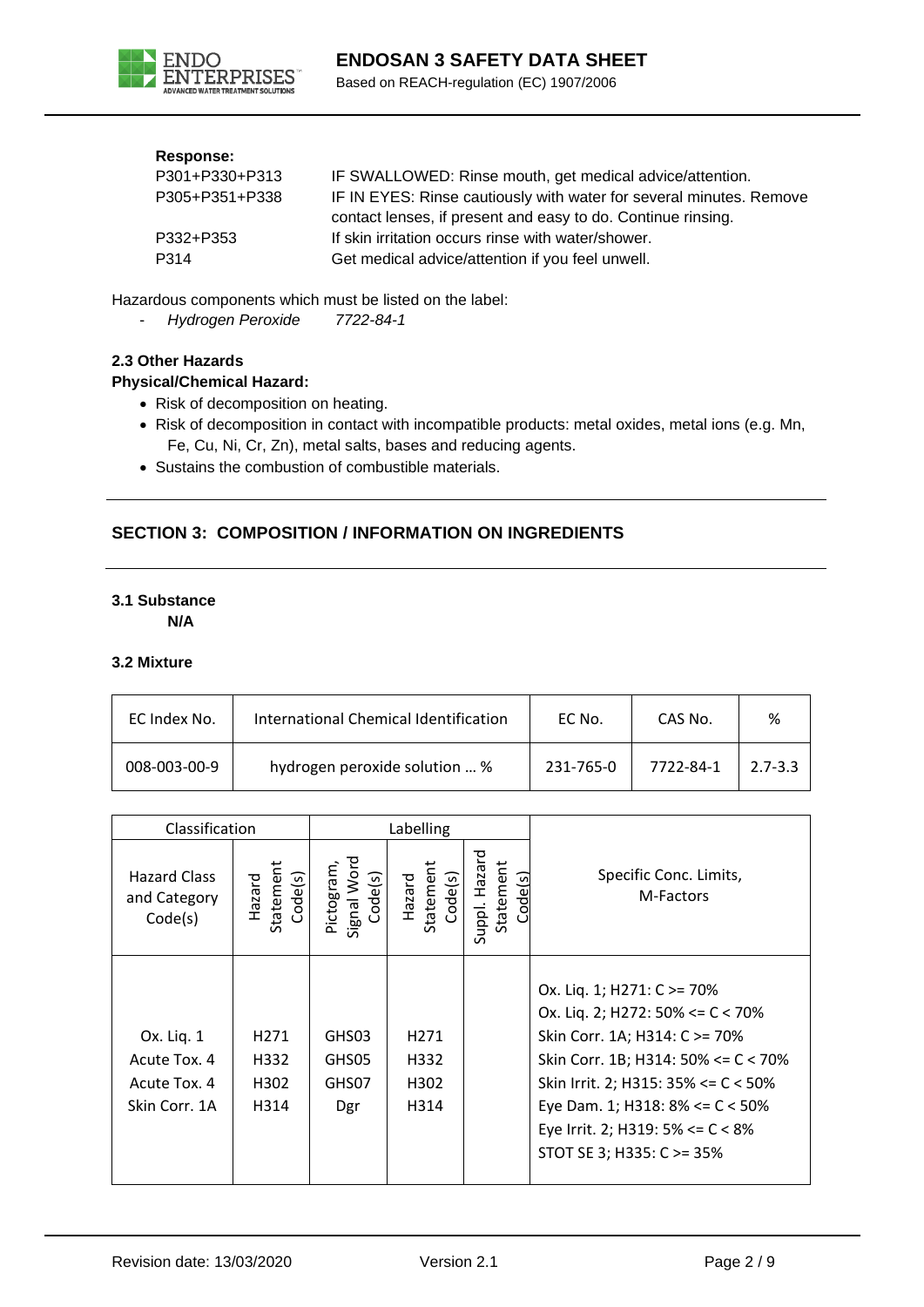**Response:**

| | |
|---|---|
| P301+P330+P313 | IF SWALLOWED: Rinse mouth, get medical advice/attention. |
| P305+P351+P338 | IF IN EYES: Rinse cautiously with water for several minutes. Remove contact lenses, if present and easy to do. Continue rinsing. |
| P332+P353 | If skin irritation occurs rinse with water/shower. |
| P314 | Get medical advice/attention if you feel unwell. |

Hazardous components which must be listed on the label:

- *Hydrogen Peroxide* *7722-84-1*

#### 2.3 Other Hazards

**Physical/Chemical Hazard:**

- Risk of decomposition on heating.
- Risk of decomposition in contact with incompatible products: metal oxides, metal ions (e.g. Mn, Fe, Cu, Ni, Cr, Zn), metal salts, bases and reducing agents.
- Sustains the combustion of combustible materials.

## SECTION 3: COMPOSITION / INFORMATION ON INGREDIENTS

#### 3.1 Substance

**N/A**

#### 3.2 Mixture

| EC Index No. | International Chemical Identification | EC No. | CAS No. | % |
|---|---|---|---|---|
| 008-003-00-9 | hydrogen peroxide solution … % | 231-765-0 | 7722-84-1 | 2.7-3.3 |

| Classification | | Labelling | | | |
|---|---|---|---|---|---|
| Hazard Class and Category Code(s) | Hazard Statement Code(s) | Pictogram, Signal Word Code(s) | Hazard Statement Code(s) | Suppl. Hazard Statement Code(s) | Specific Conc. Limits, M-Factors |
| Ox. Liq. 1<br>Acute Tox. 4<br>Acute Tox. 4<br>Skin Corr. 1A | H271<br>H332<br>H302<br>H314 | GHS03<br>GHS05<br>GHS07<br>Dgr | H271<br>H332<br>H302<br>H314 | | Ox. Liq. 1; H271: C >= 70%<br>Ox. Liq. 2; H272: 50% <= C < 70%<br>Skin Corr. 1A; H314: C >= 70%<br>Skin Corr. 1B; H314: 50% <= C < 70%<br>Skin Irrit. 2; H315: 35% <= C < 50%<br>Eye Dam. 1; H318: 8% <= C < 50%<br>Eye Irrit. 2; H319: 5% <= C < 8%<br>STOT SE 3; H335: C >= 35% |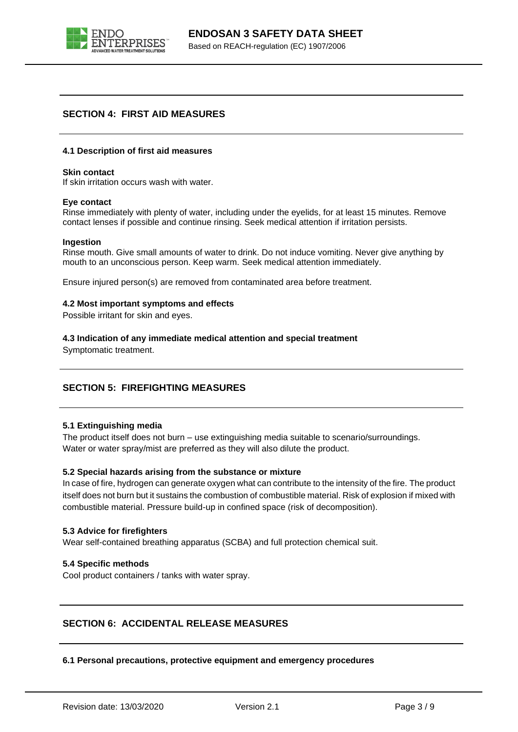## SECTION 4: FIRST AID MEASURES

### 4.1 Description of first aid measures

**Skin contact**
If skin irritation occurs wash with water.

**Eye contact**
Rinse immediately with plenty of water, including under the eyelids, for at least 15 minutes. Remove contact lenses if possible and continue rinsing. Seek medical attention if irritation persists.

**Ingestion**
Rinse mouth. Give small amounts of water to drink. Do not induce vomiting. Never give anything by mouth to an unconscious person. Keep warm. Seek medical attention immediately.

Ensure injured person(s) are removed from contaminated area before treatment.

### 4.2 Most important symptoms and effects

Possible irritant for skin and eyes.

### 4.3 Indication of any immediate medical attention and special treatment

Symptomatic treatment.

## SECTION 5: FIREFIGHTING MEASURES

### 5.1 Extinguishing media

The product itself does not burn – use extinguishing media suitable to scenario/surroundings.
Water or water spray/mist are preferred as they will also dilute the product.

### 5.2 Special hazards arising from the substance or mixture

In case of fire, hydrogen can generate oxygen what can contribute to the intensity of the fire. The product itself does not burn but it sustains the combustion of combustible material. Risk of explosion if mixed with combustible material. Pressure build-up in confined space (risk of decomposition).

### 5.3 Advice for firefighters

Wear self-contained breathing apparatus (SCBA) and full protection chemical suit.

### 5.4 Specific methods

Cool product containers / tanks with water spray.

## SECTION 6: ACCIDENTAL RELEASE MEASURES

### 6.1 Personal precautions, protective equipment and emergency procedures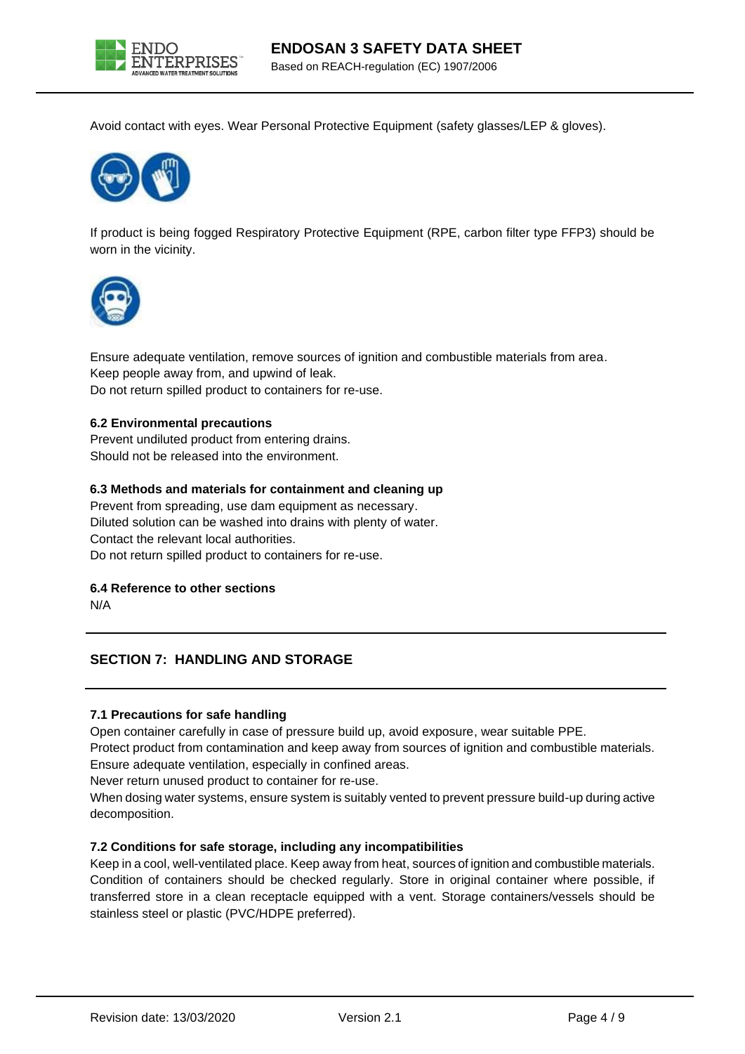Avoid contact with eyes. Wear Personal Protective Equipment (safety glasses/LEP & gloves).

If product is being fogged Respiratory Protective Equipment (RPE, carbon filter type FFP3) should be worn in the vicinity.

Ensure adequate ventilation, remove sources of ignition and combustible materials from area.
Keep people away from, and upwind of leak.
Do not return spilled product to containers for re-use.

### 6.2 Environmental precautions

Prevent undiluted product from entering drains.
Should not be released into the environment.

### 6.3 Methods and materials for containment and cleaning up

Prevent from spreading, use dam equipment as necessary.
Diluted solution can be washed into drains with plenty of water.
Contact the relevant local authorities.
Do not return spilled product to containers for re-use.

### 6.4 Reference to other sections

N/A

## SECTION 7: HANDLING AND STORAGE

### 7.1 Precautions for safe handling

Open container carefully in case of pressure build up, avoid exposure, wear suitable PPE.
Protect product from contamination and keep away from sources of ignition and combustible materials.
Ensure adequate ventilation, especially in confined areas.
Never return unused product to container for re-use.
When dosing water systems, ensure system is suitably vented to prevent pressure build-up during active decomposition.

### 7.2 Conditions for safe storage, including any incompatibilities

Keep in a cool, well-ventilated place. Keep away from heat, sources of ignition and combustible materials. Condition of containers should be checked regularly. Store in original container where possible, if transferred store in a clean receptacle equipped with a vent. Storage containers/vessels should be stainless steel or plastic (PVC/HDPE preferred).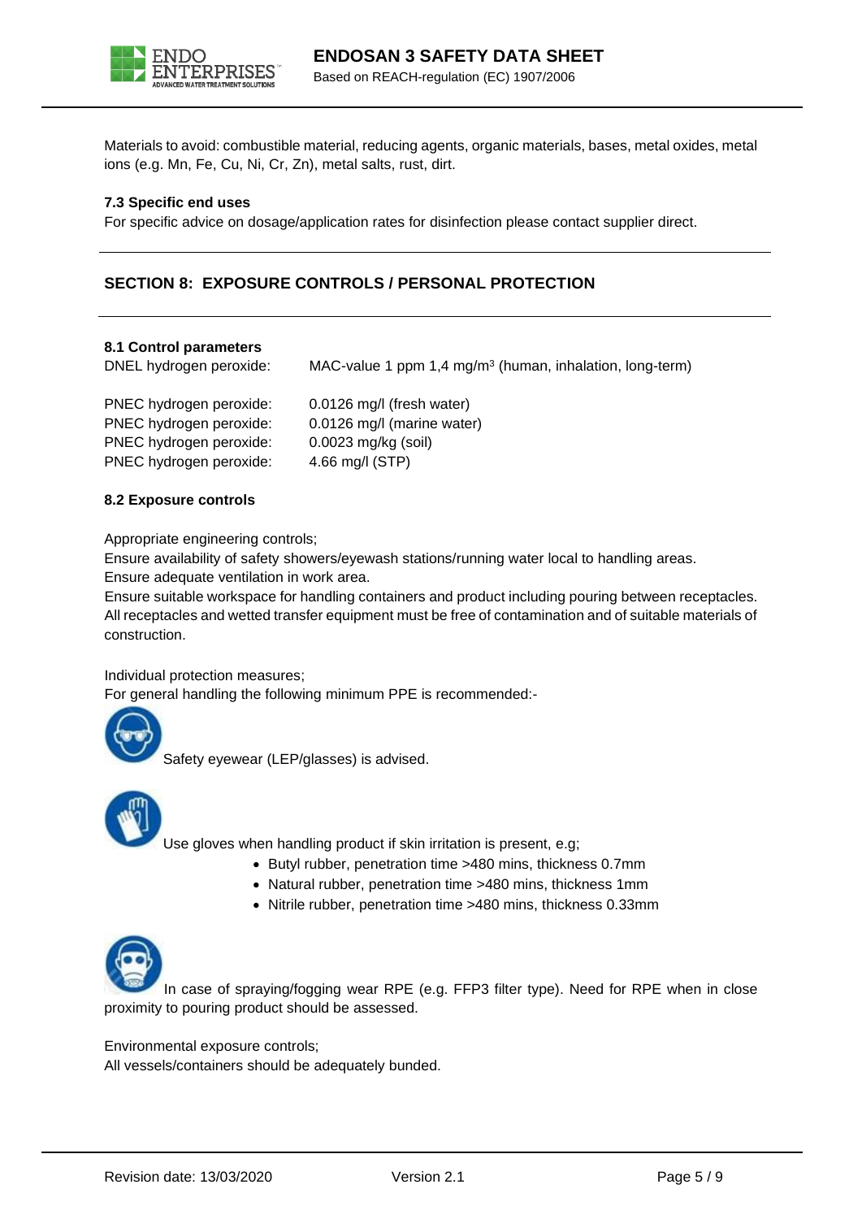Materials to avoid: combustible material, reducing agents, organic materials, bases, metal oxides, metal ions (e.g. Mn, Fe, Cu, Ni, Cr, Zn), metal salts, rust, dirt.

### 7.3 Specific end uses

For specific advice on dosage/application rates for disinfection please contact supplier direct.

## SECTION 8: EXPOSURE CONTROLS / PERSONAL PROTECTION

### 8.1 Control parameters

| | |
|---|---|
| DNEL hydrogen peroxide: | MAC-value 1 ppm 1,4 mg/m$^3$ (human, inhalation, long-term) |
| PNEC hydrogen peroxide: | 0.0126 mg/l (fresh water) |
| PNEC hydrogen peroxide: | 0.0126 mg/l (marine water) |
| PNEC hydrogen peroxide: | 0.0023 mg/kg (soil) |
| PNEC hydrogen peroxide: | 4.66 mg/l (STP) |

### 8.2 Exposure controls

Appropriate engineering controls;
Ensure availability of safety showers/eyewash stations/running water local to handling areas.
Ensure adequate ventilation in work area.
Ensure suitable workspace for handling containers and product including pouring between receptacles.
All receptacles and wetted transfer equipment must be free of contamination and of suitable materials of construction.

Individual protection measures;
For general handling the following minimum PPE is recommended:-

Safety eyewear (LEP/glasses) is advised.

Use gloves when handling product if skin irritation is present, e.g;

- Butyl rubber, penetration time >480 mins, thickness 0.7mm
- Natural rubber, penetration time >480 mins, thickness 1mm
- Nitrile rubber, penetration time >480 mins, thickness 0.33mm

In case of spraying/fogging wear RPE (e.g. FFP3 filter type). Need for RPE when in close proximity to pouring product should be assessed.

Environmental exposure controls;
All vessels/containers should be adequately bunded.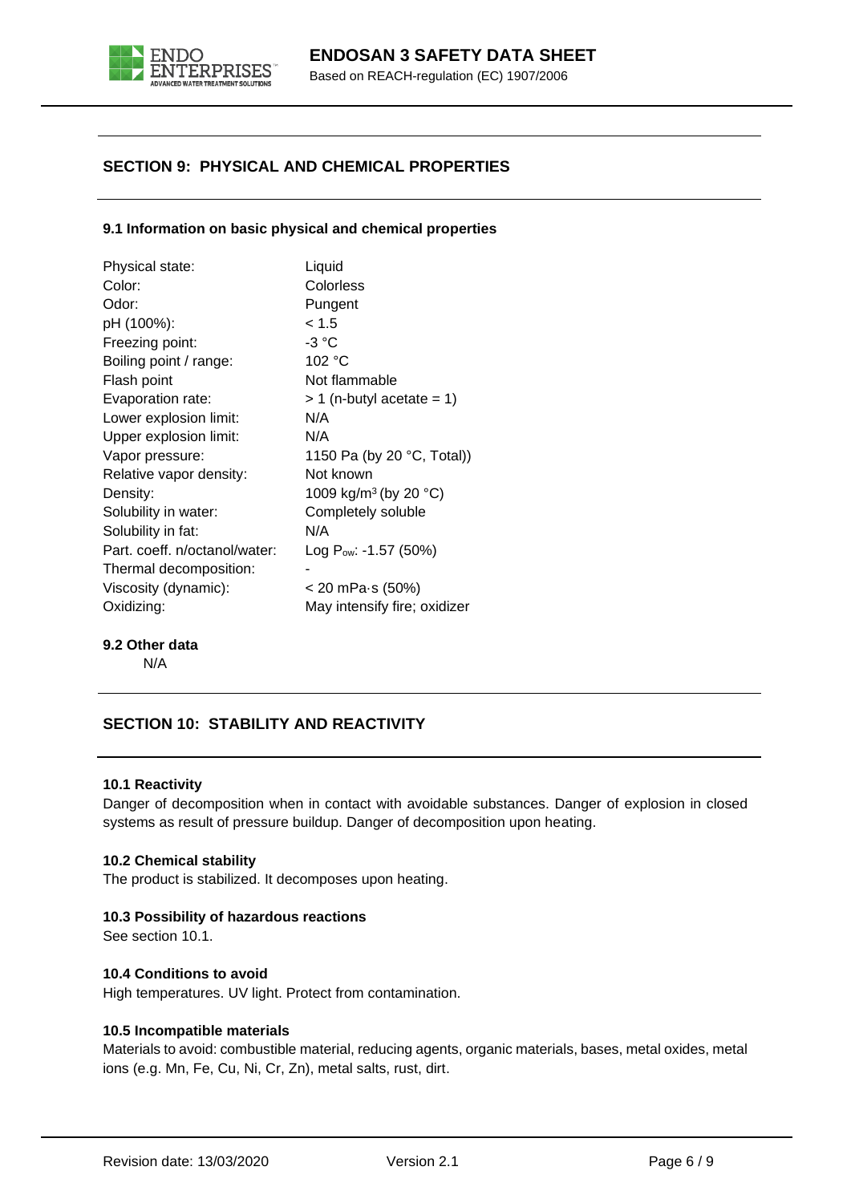## SECTION 9: PHYSICAL AND CHEMICAL PROPERTIES

### 9.1 Information on basic physical and chemical properties

| | |
|---|---|
| Physical state: | Liquid |
| Color: | Colorless |
| Odor: | Pungent |
| pH (100%): | < 1.5 |
| Freezing point: | -3 °C |
| Boiling point / range: | 102 °C |
| Flash point | Not flammable |
| Evaporation rate: | > 1 (n-butyl acetate = 1) |
| Lower explosion limit: | N/A |
| Upper explosion limit: | N/A |
| Vapor pressure: | 1150 Pa (by 20 °C, Total)) |
| Relative vapor density: | Not known |
| Density: | 1009 kg/m$^3$ (by 20 °C) |
| Solubility in water: | Completely soluble |
| Solubility in fat: | N/A |
| Part. coeff. n/octanol/water: | Log $P_{ow}$: -1.57 (50%) |
| Thermal decomposition: | - |
| Viscosity (dynamic): | < 20 mPa·s (50%) |
| Oxidizing: | May intensify fire; oxidizer |

### 9.2 Other data

N/A

## SECTION 10: STABILITY AND REACTIVITY

### 10.1 Reactivity

Danger of decomposition when in contact with avoidable substances. Danger of explosion in closed systems as result of pressure buildup. Danger of decomposition upon heating.

### 10.2 Chemical stability

The product is stabilized. It decomposes upon heating.

### 10.3 Possibility of hazardous reactions

See section 10.1.

### 10.4 Conditions to avoid

High temperatures. UV light. Protect from contamination.

### 10.5 Incompatible materials

Materials to avoid: combustible material, reducing agents, organic materials, bases, metal oxides, metal ions (e.g. Mn, Fe, Cu, Ni, Cr, Zn), metal salts, rust, dirt.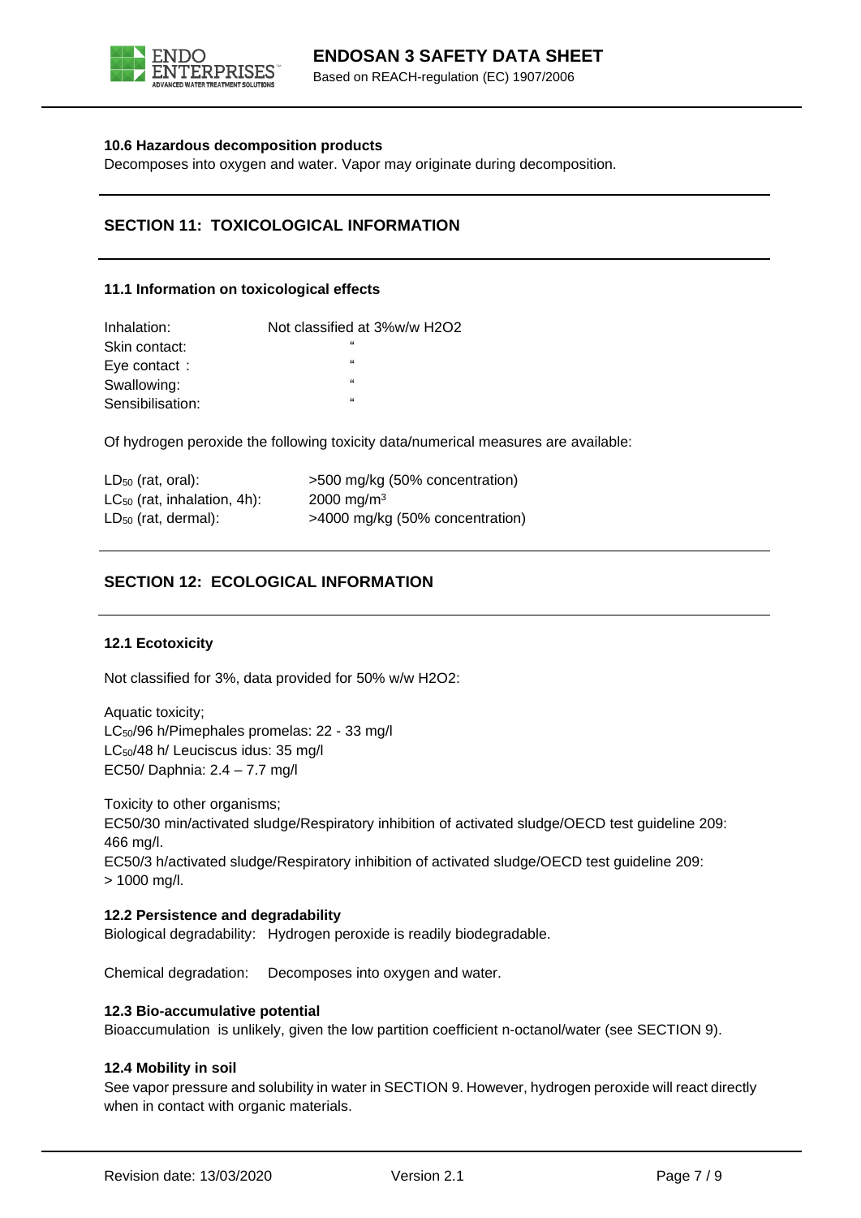**10.6 Hazardous decomposition products**

Decomposes into oxygen and water. Vapor may originate during decomposition.

## SECTION 11: TOXICOLOGICAL INFORMATION

**11.1 Information on toxicological effects**

| | |
|---|---|
| Inhalation: | Not classified at 3%w/w H2O2 |
| Skin contact: | " |
| Eye contact : | " |
| Swallowing: | " |
| Sensibilisation: | " |

Of hydrogen peroxide the following toxicity data/numerical measures are available:

| | |
|---|---|
| $LD_{50}$ (rat, oral): | >500 mg/kg (50% concentration) |
| $LC_{50}$ (rat, inhalation, 4h): | 2000 $mg/m^3$ |
| $LD_{50}$ (rat, dermal): | >4000 mg/kg (50% concentration) |

## SECTION 12: ECOLOGICAL INFORMATION

**12.1 Ecotoxicity**

Not classified for 3%, data provided for 50% w/w H2O2:

Aquatic toxicity;
$LC_{50}$/96 h/Pimephales promelas: 22 - 33 mg/l
$LC_{50}$/48 h/ Leuciscus idus: 35 mg/l
EC50/ Daphnia: 2.4 – 7.7 mg/l

Toxicity to other organisms;
EC50/30 min/activated sludge/Respiratory inhibition of activated sludge/OECD test guideline 209: 466 mg/l.
EC50/3 h/activated sludge/Respiratory inhibition of activated sludge/OECD test guideline 209: > 1000 mg/l.

**12.2 Persistence and degradability**

Biological degradability: Hydrogen peroxide is readily biodegradable.

Chemical degradation: Decomposes into oxygen and water.

**12.3 Bio-accumulative potential**

Bioaccumulation is unlikely, given the low partition coefficient n-octanol/water (see SECTION 9).

**12.4 Mobility in soil**

See vapor pressure and solubility in water in SECTION 9. However, hydrogen peroxide will react directly when in contact with organic materials.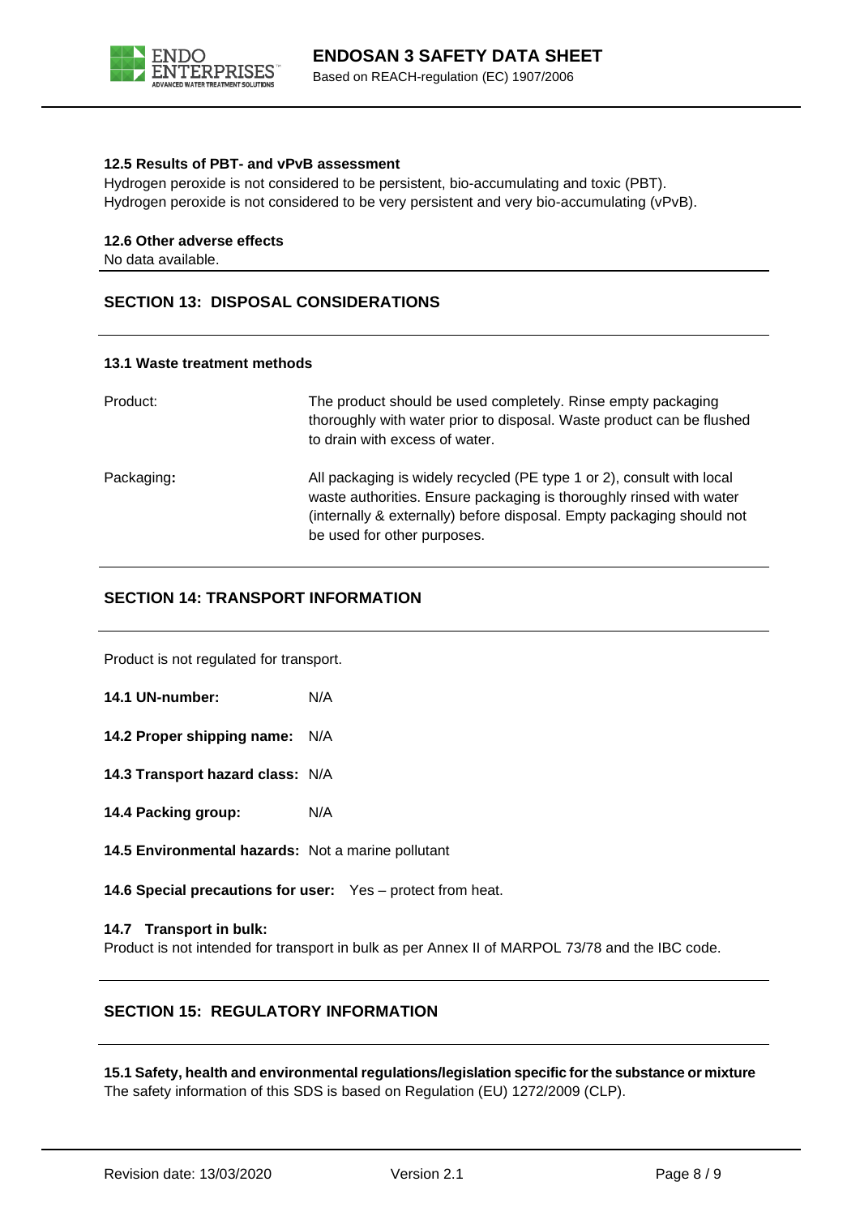#### 12.5 Results of PBT- and vPvB assessment

Hydrogen peroxide is not considered to be persistent, bio-accumulating and toxic (PBT).
Hydrogen peroxide is not considered to be very persistent and very bio-accumulating (vPvB).

#### 12.6 Other adverse effects

No data available.

## SECTION 13: DISPOSAL CONSIDERATIONS

#### 13.1 Waste treatment methods

| | |
|---|---|
| Product: | The product should be used completely. Rinse empty packaging thoroughly with water prior to disposal. Waste product can be flushed to drain with excess of water. |
| Packaging**:** | All packaging is widely recycled (PE type 1 or 2), consult with local waste authorities. Ensure packaging is thoroughly rinsed with water (internally & externally) before disposal. Empty packaging should not be used for other purposes. |

## SECTION 14: TRANSPORT INFORMATION

Product is not regulated for transport.

**14.1 UN-number:** N/A

**14.2 Proper shipping name:** N/A

**14.3 Transport hazard class:** N/A

**14.4 Packing group:** N/A

**14.5 Environmental hazards:** Not a marine pollutant

**14.6 Special precautions for user:** Yes – protect from heat.

**14.7 Transport in bulk:**
Product is not intended for transport in bulk as per Annex II of MARPOL 73/78 and the IBC code.

## SECTION 15: REGULATORY INFORMATION

**15.1 Safety, health and environmental regulations/legislation specific for the substance or mixture**
The safety information of this SDS is based on Regulation (EU) 1272/2009 (CLP).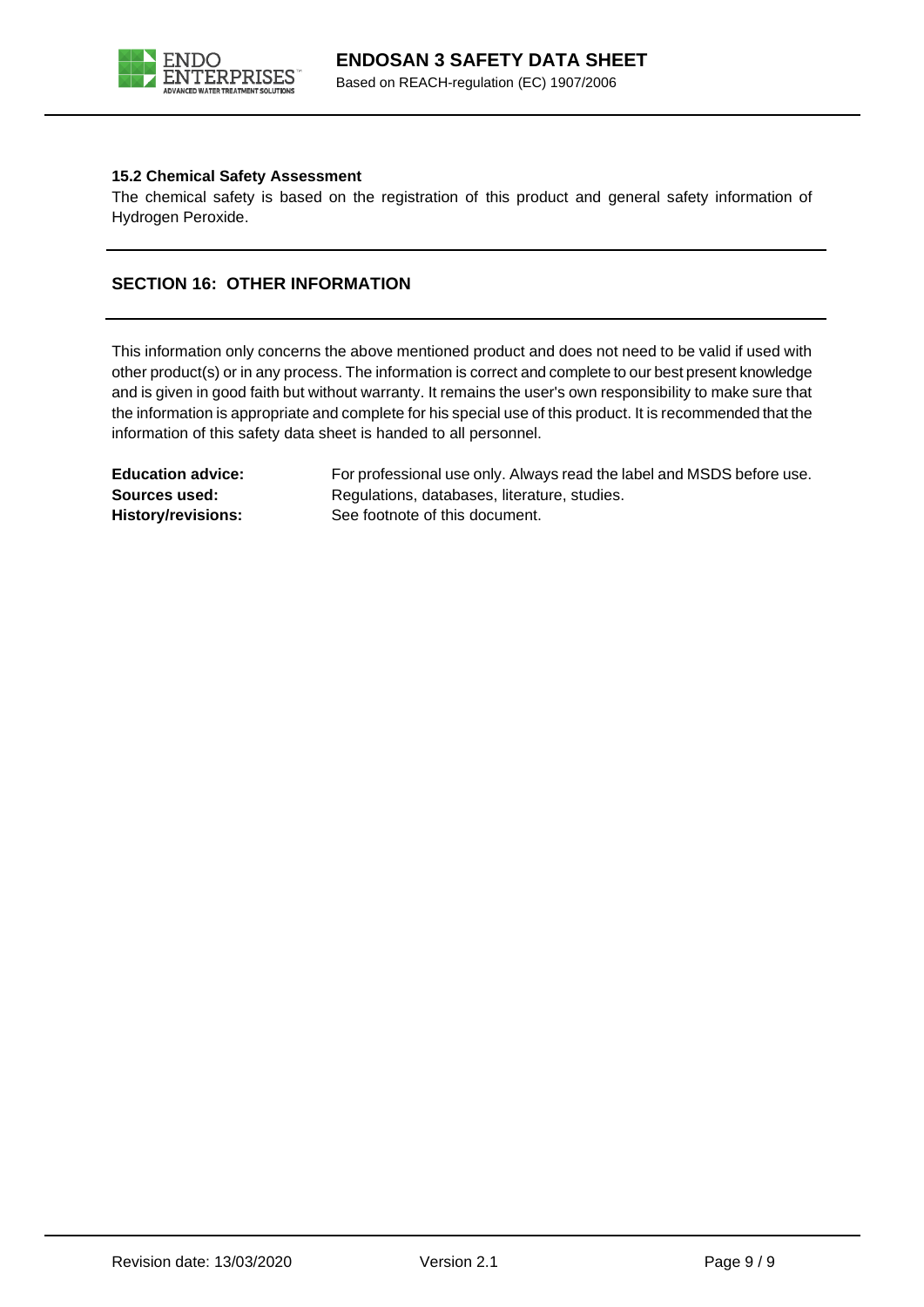### 15.2 Chemical Safety Assessment

The chemical safety is based on the registration of this product and general safety information of Hydrogen Peroxide.

## SECTION 16: OTHER INFORMATION

This information only concerns the above mentioned product and does not need to be valid if used with other product(s) or in any process. The information is correct and complete to our best present knowledge and is given in good faith but without warranty. It remains the user's own responsibility to make sure that the information is appropriate and complete for his special use of this product. It is recommended that the information of this safety data sheet is handed to all personnel.

| | |
|---|---|
| **Education advice:** | For professional use only. Always read the label and MSDS before use. |
| **Sources used:** | Regulations, databases, literature, studies. |
| **History/revisions:** | See footnote of this document. |